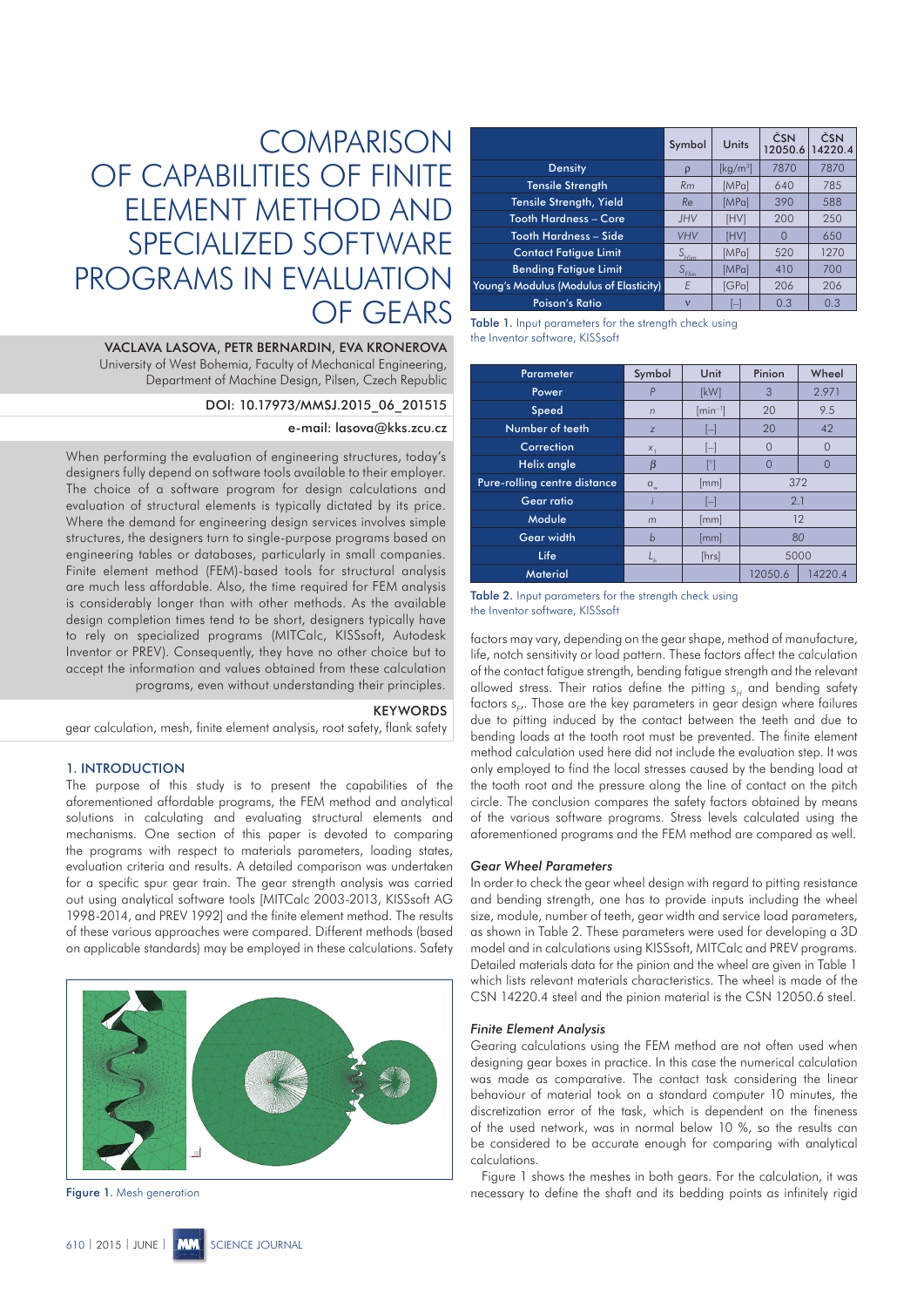# COMPARISON OF CAPABILITIES OF FINITE ELEMENT METHOD AND SPECIALIZED SOFTWARE PROGRAMS IN EVALUATION OF GEARS

**VACLAVA LASOVA, PETR BERNARDIN, EVA KRONEROVA**

University of West Bohemia, Faculty of Mechanical Engineering, Department of Machine Design, Pilsen, Czech Republic

DOI: 10.17973/MMSJ.2015_06_201515

e-mail: lasova@kks.zcu.cz

When performing the evaluation of engineering structures, today's designers fully depend on software tools available to their employer. The choice of a software program for design calculations and evaluation of structural elements is typically dictated by its price. Where the demand for engineering design services involves simple structures, the designers turn to single-purpose programs based on engineering tables or databases, particularly in small companies. Finite element method (FEM)-based tools for structural analysis are much less affordable. Also, the time required for FEM analysis is considerably longer than with other methods. As the available design completion times tend to be short, designers typically have to rely on specialized programs (MITCalc, KISSsoft, Autodesk Inventor or PREV). Consequently, they have no other choice but to accept the information and values obtained from these calculation programs, even without understanding their principles.

**KEYWORDS**

gear calculation, mesh, finite element analysis, root safety, flank safety

## 1. INTRODUCTION

The purpose of this study is to present the capabilities of the aforementioned affordable programs, the FEM method and analytical solutions in calculating and evaluating structural elements and mechanisms. One section of this paper is devoted to comparing the programs with respect to materials parameters, loading states, evaluation criteria and results. A detailed comparison was undertaken for a specific spur gear train. The gear strength analysis was carried out using analytical software tools [MITCalc 2003-2013, KISSsoft AG 1998-2014, and PREV 1992] and the finite element method. The results of these various approaches were compared. Different methods (based on applicable standards) may be employed in these calculations. Safety factors may vary, depending on the gear shape, method of manufacture, life, notch sensitivity or load pattern. These factors affect the calculation of the contact fatigue strength, bending fatigue strength and the relevant allowed stress. Their ratios define the pitting $s_H$ and bending safety factors $s_F$. Those are the key parameters in gear design where failures due to pitting induced by the contact between the teeth and due to bending loads at the tooth root must be prevented. The finite element method calculation used here did not include the evaluation step. It was only employed to find the local stresses caused by the bending load at the tooth root and the pressure along the line of contact on the pitch circle. The conclusion compares the safety factors obtained by means of the various software programs. Stress levels calculated using the aforementioned programs and the FEM method are compared as well.

Figure 1. Mesh generation

| | Symbol | Units | ČSN 12050.6 | ČSN 14220.4 |
|---|---|---|---|---|
| Density | $\rho$ | [kg/m³] | 7870 | 7870 |
| Tensile Strength | $Rm$ | [MPa] | 640 | 785 |
| Tensile Strength, Yield | $Re$ | [MPa] | 390 | 588 |
| Tooth Hardness – Core | $JHV$ | [HV] | 200 | 250 |
| Tooth Hardness – Side | $VHV$ | [HV] | 0 | 650 |
| Contact Fatigue Limit | $S_{Hlim}$ | [MPa] | 520 | 1270 |
| Bending Fatigue Limit | $S_{Flim}$ | [MPa] | 410 | 700 |
| Young's Modulus (Modulus of Elasticity) | $E$ | [GPa] | 206 | 206 |
| Poison's Ratio | $\nu$ | [–] | 0.3 | 0.3 |

Table 1. Input parameters for the strength check using the Inventor software, KISSsoft

| Parameter | Symbol | Unit | Pinion | Wheel |
|---|---|---|---|---|
| Power | $P$ | [kW] | 3 | 2.971 |
| Speed | $n$ | [min⁻¹] | 20 | 9.5 |
| Number of teeth | $z$ | [–] | 20 | 42 |
| Correction | $x_1$ | [–] | 0 | 0 |
| Helix angle | $\beta$ | [°] | 0 | 0 |
| Pure-rolling centre distance | $a_w$ | [mm] | 372 | |
| Gear ratio | $i$ | [–] | 2.1 | |
| Module | $m$ | [mm] | 12 | |
| Gear width | $b$ | [mm] | 80 | |
| Life | $L_h$ | [hrs] | 5000 | |
| Material | | | 12050.6 | 14220.4 |

Table 2. Input parameters for the strength check using the Inventor software, KISSsoft

### Gear Wheel Parameters

In order to check the gear wheel design with regard to pitting resistance and bending strength, one has to provide inputs including the wheel size, module, number of teeth, gear width and service load parameters, as shown in Table 2. These parameters were used for developing a 3D model and in calculations using KISSsoft, MITCalc and PREV programs. Detailed materials data for the pinion and the wheel are given in Table 1 which lists relevant materials characteristics. The wheel is made of the CSN 14220.4 steel and the pinion material is the CSN 12050.6 steel.

### Finite Element Analysis

Gearing calculations using the FEM method are not often used when designing gear boxes in practice. In this case the numerical calculation was made as comparative. The contact task considering the linear behaviour of material took on a standard computer 10 minutes, the discretization error of the task, which is dependent on the fineness of the used network, was in normal below 10 %, so the results can be considered to be accurate enough for comparing with analytical calculations.

Figure 1 shows the meshes in both gears. For the calculation, it was necessary to define the shaft and its bedding points as infinitely rigid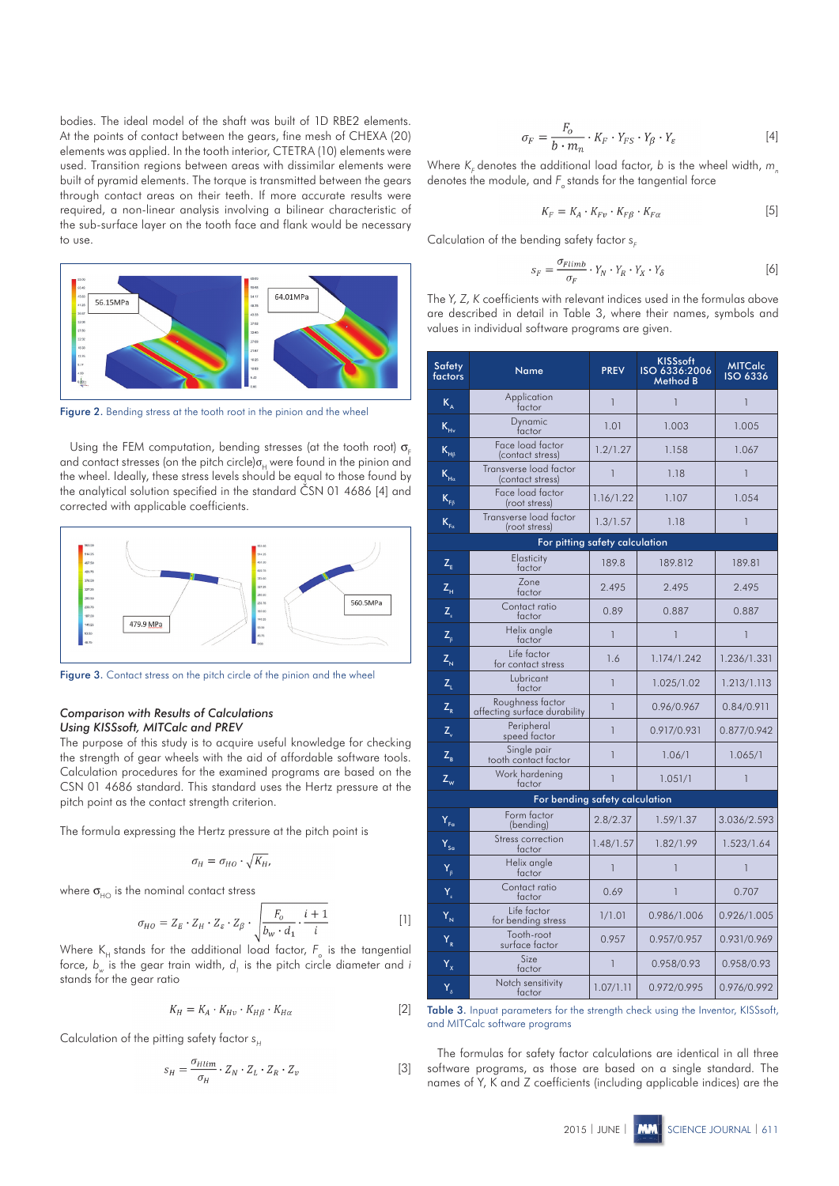bodies. The ideal model of the shaft was built of 1D RBE2 elements. At the points of contact between the gears, fine mesh of CHEXA (20) elements was applied. In the tooth interior, CTETRA (10) elements were used. Transition regions between areas with dissimilar elements were built of pyramid elements. The torque is transmitted between the gears through contact areas on their teeth. If more accurate results were required, a non-linear analysis involving a bilinear characteristic of the sub-surface layer on the tooth face and flank would be necessary to use.

Figure 2. Bending stress at the tooth root in the pinion and the wheel

Using the FEM computation, bending stresses (at the tooth root) $\sigma_F$ and contact stresses (on the pitch circle)$\sigma_H$ were found in the pinion and the wheel. Ideally, these stress levels should be equal to those found by the analytical solution specified in the standard ČSN 01 4686 [4] and corrected with applicable coefficients.

Figure 3. Contact stress on the pitch circle of the pinion and the wheel

### *Comparison with Results of Calculations Using KISSsoft, MITCalc and PREV*

The purpose of this study is to acquire useful knowledge for checking the strength of gear wheels with the aid of affordable software tools. Calculation procedures for the examined programs are based on the CSN 01 4686 standard. This standard uses the Hertz pressure at the pitch point as the contact strength criterion.

The formula expressing the Hertz pressure at the pitch point is

$$\sigma_H = \sigma_{HO} \cdot \sqrt{K_H},$$

where $\sigma_{HO}$ is the nominal contact stress

$$\sigma_{HO} = Z_E \cdot Z_H \cdot Z_\varepsilon \cdot Z_\beta \cdot \sqrt{\frac{F_o}{b_w \cdot d_1} \cdot \frac{i+1}{i}} \qquad [1]$$

Where $K_H$ stands for the additional load factor, $F_o$ is the tangential force, $b_w$ is the gear train width, $d_1$ is the pitch circle diameter and $i$ stands for the gear ratio

$$K_H = K_A \cdot K_{Hv} \cdot K_{H\beta} \cdot K_{H\alpha} \qquad [2]$$

Calculation of the pitting safety factor $s_H$

$$s_H = \frac{\sigma_{Hlim}}{\sigma_H} \cdot Z_N \cdot Z_L \cdot Z_R \cdot Z_v \qquad [3]$$

$$\sigma_F = \frac{F_o}{b \cdot m_n} \cdot K_F \cdot Y_{FS} \cdot Y_\beta \cdot Y_\varepsilon \qquad [4]$$

Where $K_F$ denotes the additional load factor, $b$ is the wheel width, $m_n$ denotes the module, and $F_o$ stands for the tangential force

$$K_F = K_A \cdot K_{Fv} \cdot K_{F\beta} \cdot K_{F\alpha} \qquad [5]$$

Calculation of the bending safety factor $s_F$

$$s_F = \frac{\sigma_{Flimb}}{\sigma_F} \cdot Y_N \cdot Y_R \cdot Y_X \cdot Y_\delta \qquad [6]$$

The Y, Z, K coefficients with relevant indices used in the formulas above are described in detail in Table 3, where their names, symbols and values in individual software programs are given.

| Safety factors | Name | PREV | KISSsoft ISO 6336:2006 Method B | MITCalc ISO 6336 |
|---|---|---|---|---|
| $K_A$ | Application factor | 1 | 1 | 1 |
| $K_{Hv}$ | Dynamic factor | 1.01 | 1.003 | 1.005 |
| $K_{H\beta}$ | Face load factor (contact stress) | 1.2/1.27 | 1.158 | 1.067 |
| $K_{H\alpha}$ | Transverse load factor (contact stress) | 1 | 1.18 | 1 |
| $K_{F\beta}$ | Face load factor (root stress) | 1.16/1.22 | 1.107 | 1.054 |
| $K_{F\alpha}$ | Transverse load factor (root stress) | 1.3/1.57 | 1.18 | 1 |
| For pitting safety calculation | | | | |
| $Z_E$ | Elasticity factor | 189.8 | 189.812 | 189.81 |
| $Z_H$ | Zone factor | 2.495 | 2.495 | 2.495 |
| $Z_\varepsilon$ | Contact ratio factor | 0.89 | 0.887 | 0.887 |
| $Z_\beta$ | Helix angle factor | 1 | 1 | 1 |
| $Z_N$ | Life factor for contact stress | 1.6 | 1.174/1.242 | 1.236/1.331 |
| $Z_L$ | Lubricant factor | 1 | 1.025/1.02 | 1.213/1.113 |
| $Z_R$ | Roughness factor affecting surface durability | 1 | 0.96/0.967 | 0.84/0.911 |
| $Z_v$ | Peripheral speed factor | 1 | 0.917/0.931 | 0.877/0.942 |
| $Z_B$ | Single pair tooth contact factor | 1 | 1.06/1 | 1.065/1 |
| $Z_W$ | Work hardening factor | 1 | 1.051/1 | 1 |
| For bending safety calculation | | | | |
| $Y_{Fa}$ | Form factor (bending) | 2.8/2.37 | 1.59/1.37 | 3.036/2.593 |
| $Y_{Sa}$ | Stress correction factor | 1.48/1.57 | 1.82/1.99 | 1.523/1.64 |
| $Y_\beta$ | Helix angle factor | 1 | 1 | 1 |
| $Y_\varepsilon$ | Contact ratio factor | 0.69 | 1 | 0.707 |
| $Y_N$ | Life factor for bending stress | 1/1.01 | 0.986/1.006 | 0.926/1.005 |
| $Y_R$ | Tooth-root surface factor | 0.957 | 0.957/0.957 | 0.931/0.969 |
| $Y_X$ | Size factor | 1 | 0.958/0.93 | 0.958/0.93 |
| $Y_\delta$ | Notch sensitivity factor | 1.07/1.11 | 0.972/0.995 | 0.976/0.992 |

Table 3. Inpuat parameters for the strength check using the Inventor, KISSsoft, and MITCalc software programs

The formulas for safety factor calculations are identical in all three software programs, as those are based on a single standard. The names of Y, K and Z coefficients (including applicable indices) are the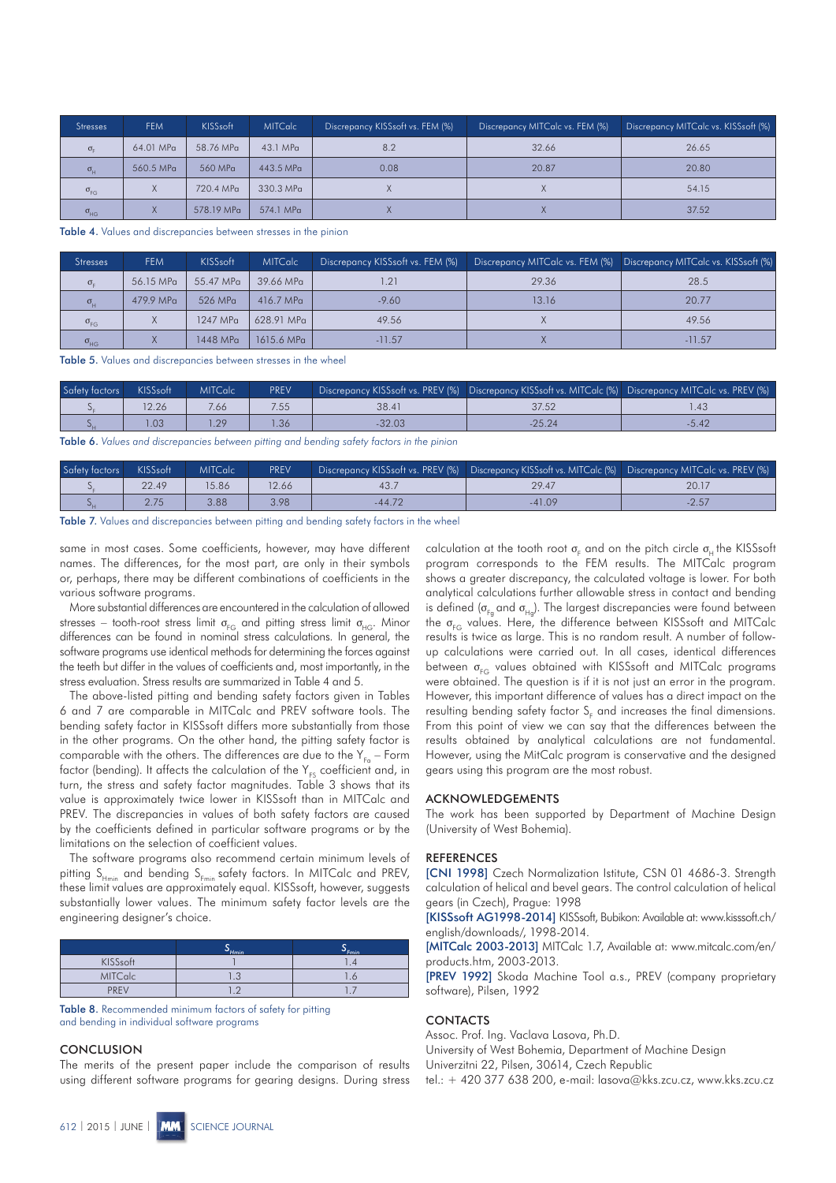| Stresses | FEM | KISSsoft | MITCalc | Discrepancy KISSsoft vs. FEM (%) | Discrepancy MITCalc vs. FEM (%) | Discrepancy MITCalc vs. KISSsoft (%) |
|---|---|---|---|---|---|---|
| $\sigma_F$ | 64.01 MPa | 58.76 MPa | 43.1 MPa | 8.2 | 32.66 | 26.65 |
| $\sigma_H$ | 560.5 MPa | 560 MPa | 443.5 MPa | 0.08 | 20.87 | 20.80 |
| $\sigma_{FG}$ | X | 720.4 MPa | 330.3 MPa | X | X | 54.15 |
| $\sigma_{HG}$ | X | 578.19 MPa | 574.1 MPa | X | X | 37.52 |

Table 4. Values and discrepancies between stresses in the pinion

| Stresses | FEM | KISSsoft | MITCalc | Discrepancy KISSsoft vs. FEM (%) | Discrepancy MITCalc vs. FEM (%) | Discrepancy MITCalc vs. KISSsoft (%) |
|---|---|---|---|---|---|---|
| $\sigma_F$ | 56.15 MPa | 55.47 MPa | 39.66 MPa | 1.21 | 29.36 | 28.5 |
| $\sigma_H$ | 479.9 MPa | 526 MPa | 416.7 MPa | -9.60 | 13.16 | 20.77 |
| $\sigma_{FG}$ | X | 1247 MPa | 628.91 MPa | 49.56 | X | 49.56 |
| $\sigma_{HG}$ | X | 1448 MPa | 1615.6 MPa | -11.57 | X | -11.57 |

Table 5. Values and discrepancies between stresses in the wheel

| Safety factors | KISSsoft | MITCalc | PREV | Discrepancy KISSsoft vs. PREV (%) | Discrepancy KISSsoft vs. MITCalc (%) | Discrepancy MITCalc vs. PREV (%) |
|---|---|---|---|---|---|---|
| $S_F$ | 12.26 | 7.66 | 7.55 | 38.41 | 37.52 | 1.43 |
| $S_H$ | 1.03 | 1.29 | 1.36 | -32.03 | -25.24 | -5.42 |

*Table 6. Values and discrepancies between pitting and bending safety factors in the pinion*

| Safety factors | KISSsoft | MITCalc | PREV | Discrepancy KISSsoft vs. PREV (%) | Discrepancy KISSsoft vs. MITCalc (%) | Discrepancy MITCalc vs. PREV (%) |
|---|---|---|---|---|---|---|
| $S_F$ | 22.49 | 15.86 | 12.66 | 43.7 | 29.47 | 20.17 |
| $S_H$ | 2.75 | 3.88 | 3.98 | -44.72 | -41.09 | -2.57 |

Table 7. Values and discrepancies between pitting and bending safety factors in the wheel

same in most cases. Some coefficients, however, may have different names. The differences, for the most part, are only in their symbols or, perhaps, there may be different combinations of coefficients in the various software programs.

More substantial differences are encountered in the calculation of allowed stresses – tooth-root stress limit $\sigma_{FG}$ and pitting stress limit $\sigma_{HG}$. Minor differences can be found in nominal stress calculations. In general, the software programs use identical methods for determining the forces against the teeth but differ in the values of coefficients and, most importantly, in the stress evaluation. Stress results are summarized in Table 4 and 5.

The above-listed pitting and bending safety factors given in Tables 6 and 7 are comparable in MITCalc and PREV software tools. The bending safety factor in KISSsoft differs more substantially from those in the other programs. On the other hand, the pitting safety factor is comparable with the others. The differences are due to the $Y_{Fa}$ – Form factor (bending). It affects the calculation of the $Y_{FS}$ coefficient and, in turn, the stress and safety factor magnitudes. Table 3 shows that its value is approximately twice lower in KISSsoft than in MITCalc and PREV. The discrepancies in values of both safety factors are caused by the coefficients defined in particular software programs or by the limitations on the selection of coefficient values.

The software programs also recommend certain minimum levels of pitting $S_{Hmin}$ and bending $S_{Fmin}$ safety factors. In MITCalc and PREV, these limit values are approximately equal. KISSsoft, however, suggests substantially lower values. The minimum safety factor levels are the engineering designer's choice.

| | $S_{Hmin}$ | $S_{Fmin}$ |
|---|---|---|
| KISSsoft | 1 | 1.4 |
| MITCalc | 1.3 | 1.6 |
| PREV | 1.2 | 1.7 |

Table 8. Recommended minimum factors of safety for pitting and bending in individual software programs

## CONCLUSION

The merits of the present paper include the comparison of results using different software programs for gearing designs. During stress calculation at the tooth root $\sigma_F$ and on the pitch circle $\sigma_H$ the KISSsoft program corresponds to the FEM results. The MITCalc program shows a greater discrepancy, the calculated voltage is lower. For both analytical calculations further allowable stress in contact and bending is defined ($\sigma_{Fg}$ and $\sigma_{Hg}$). The largest discrepancies were found between the $\sigma_{FG}$ values. Here, the difference between KISSsoft and MITCalc results is twice as large. This is no random result. A number of follow-up calculations were carried out. In all cases, identical differences between $\sigma_{FG}$ values obtained with KISSsoft and MITCalc programs were obtained. The question is if it is not just an error in the program. However, this important difference of values has a direct impact on the resulting bending safety factor $S_F$ and increases the final dimensions. From this point of view we can say that the differences between the results obtained by analytical calculations are not fundamental. However, using the MitCalc program is conservative and the designed gears using this program are the most robust.

## ACKNOWLEDGEMENTS

The work has been supported by Department of Machine Design (University of West Bohemia).

## REFERENCES

[CNI 1998] Czech Normalization Istitute, CSN 01 4686-3. Strength calculation of helical and bevel gears. The control calculation of helical gears (in Czech), Prague: 1998

[KISSsoft AG1998-2014] KISSsoft, Bubikon: Available at: www.kisssoft.ch/english/downloads/, 1998-2014.

[MITCalc 2003-2013] MITCalc 1.7, Available at: www.mitcalc.com/en/products.htm, 2003-2013.

[PREV 1992] Skoda Machine Tool a.s., PREV (company proprietary software), Pilsen, 1992

## CONTACTS

Assoc. Prof. Ing. Vaclava Lasova, Ph.D.
University of West Bohemia, Department of Machine Design
Univerzitni 22, Pilsen, 30614, Czech Republic
tel.: + 420 377 638 200, e-mail: lasova@kks.zcu.cz, www.kks.zcu.cz